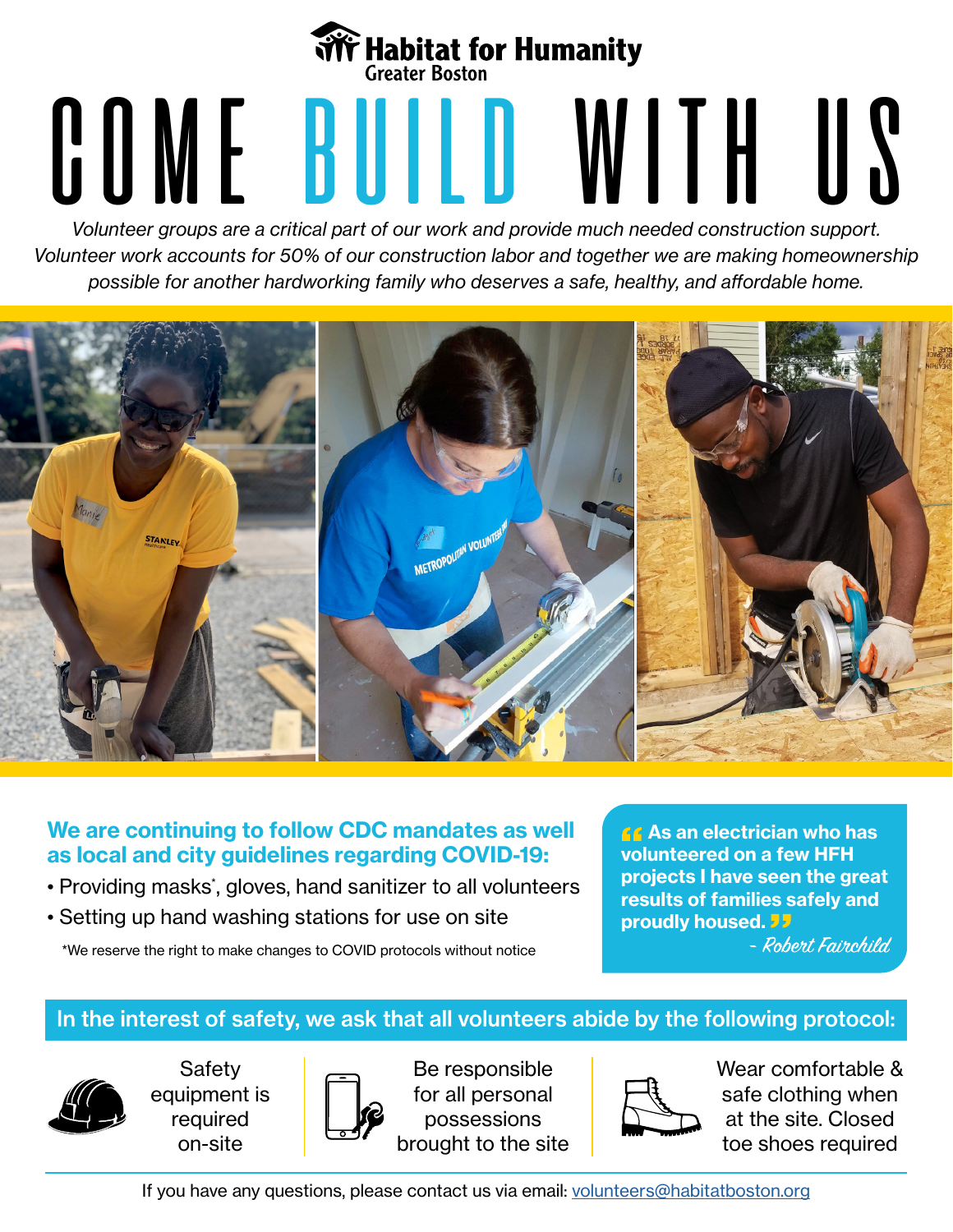Habitat for Humanity
Greater Boston

# COME BUILD WITH US

*Volunteer groups are a critical part of our work and provide much needed construction support. Volunteer work accounts for 50% of our construction labor and together we are making homeownership possible for another hardworking family who deserves a safe, healthy, and affordable home.*

**We are continuing to follow CDC mandates as well as local and city guidelines regarding COVID-19:**

- Providing masks*, gloves, hand sanitizer to all volunteers
- Setting up hand washing stations for use on site

*We reserve the right to make changes to COVID protocols without notice

> **"As an electrician who has volunteered on a few HFH projects I have seen the great results of families safely and proudly housed."**
>
> *- Robert Fairchild*

**In the interest of safety, we ask that all volunteers abide by the following protocol:**

- Safety equipment is required on-site
- Be responsible for all personal possessions brought to the site
- Wear comfortable & safe clothing when at the site. Closed toe shoes required

If you have any questions, please contact us via email: volunteers@habitatboston.org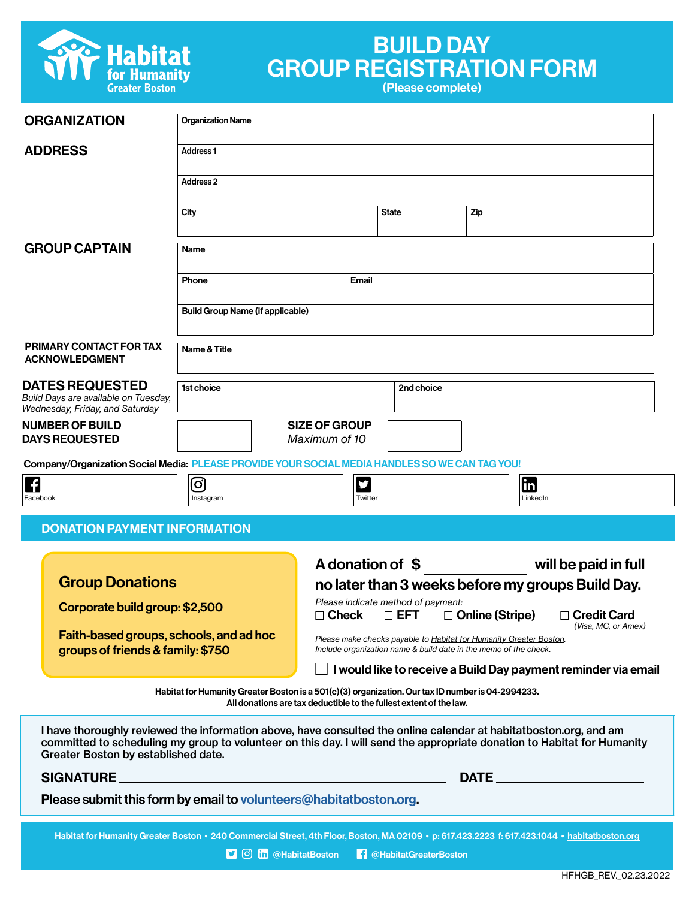# BUILD DAY GROUP REGISTRATION FORM

(Please complete)

| | | | |
|---|---|---|---|
| **ORGANIZATION** | Organization Name | | |
| **ADDRESS** | Address 1 | | |
| | Address 2 | | |
| | City | State | Zip |
| **GROUP CAPTAIN** | Name | | |
| | Phone | Email | |
| | Build Group Name (if applicable) | | |
| **PRIMARY CONTACT FOR TAX ACKNOWLEDGMENT** | Name & Title | | |
| **DATES REQUESTED** *Build Days are available on Tuesday, Wednesday, Friday, and Saturday* | 1st choice | 2nd choice | |
| **NUMBER OF BUILD DAYS REQUESTED** | | **SIZE OF GROUP** *Maximum of 10* | |

**Company/Organization Social Media:** PLEASE PROVIDE YOUR SOCIAL MEDIA HANDLES SO WE CAN TAG YOU!

| Facebook | Instagram | Twitter | LinkedIn |
|---|---|---|---|
| | | | |

## DONATION PAYMENT INFORMATION

**Group Donations**

**Corporate build group: $2,500**

**Faith-based groups, schools, and ad hoc groups of friends & family: $750**

**A donation of $ ________ will be paid in full no later than 3 weeks before my groups Build Day.**

*Please indicate method of payment:*

☐ Check ☐ EFT ☐ Online (Stripe) ☐ Credit Card *(Visa, MC, or Amex)*

*Please make checks payable to Habitat for Humanity Greater Boston. Include organization name & build date in the memo of the check.*

☐ **I would like to receive a Build Day payment reminder via email**

**Habitat for Humanity Greater Boston is a 501(c)(3) organization. Our tax ID number is 04-2994233. All donations are tax deductible to the fullest extent of the law.**

I have thoroughly reviewed the information above, have consulted the online calendar at habitatboston.org, and am committed to scheduling my group to volunteer on this day. I will send the appropriate donation to Habitat for Humanity Greater Boston by established date.

**SIGNATURE** ________________________________ **DATE** ______________

**Please submit this form by email to volunteers@habitatboston.org.**

Habitat for Humanity Greater Boston • 240 Commercial Street, 4th Floor, Boston, MA 02109 • p: 617.423.2223 f: 617.423.1044 • habitatboston.org

@HabitatBoston @HabitatGreaterBoston

HFHGB_REV._02.23.2022